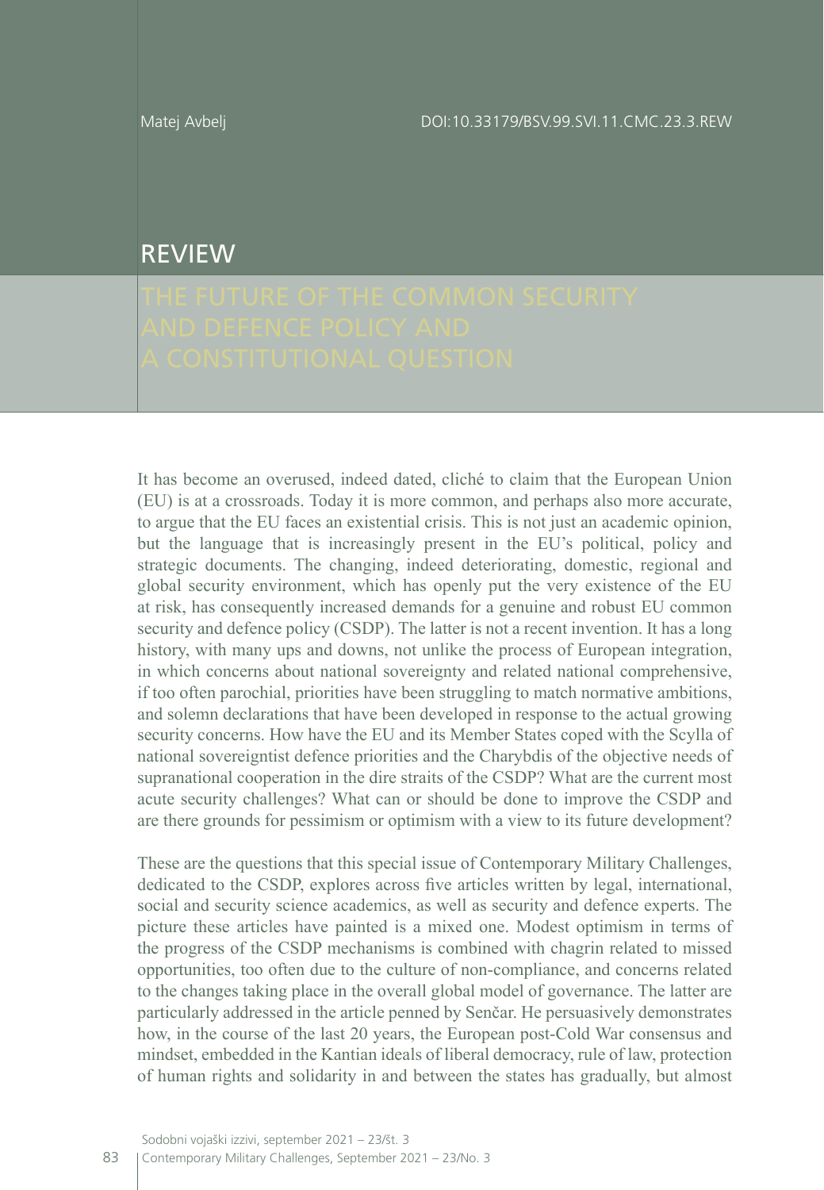Matej Avbelj

DOI:10.33179/BSV.99.SVI.11.CMC.23.3.REW

# REVIEW

# THE FUTURE OF THE COMMON SECURITY AND DEFENCE POLICY AND A CONSTITUTIONAL QUESTION

It has become an overused, indeed dated, cliché to claim that the European Union (EU) is at a crossroads. Today it is more common, and perhaps also more accurate, to argue that the EU faces an existential crisis. This is not just an academic opinion, but the language that is increasingly present in the EU's political, policy and strategic documents. The changing, indeed deteriorating, domestic, regional and global security environment, which has openly put the very existence of the EU at risk, has consequently increased demands for a genuine and robust EU common security and defence policy (CSDP). The latter is not a recent invention. It has a long history, with many ups and downs, not unlike the process of European integration, in which concerns about national sovereignty and related national comprehensive, if too often parochial, priorities have been struggling to match normative ambitions, and solemn declarations that have been developed in response to the actual growing security concerns. How have the EU and its Member States coped with the Scylla of national sovereigntist defence priorities and the Charybdis of the objective needs of supranational cooperation in the dire straits of the CSDP? What are the current most acute security challenges? What can or should be done to improve the CSDP and are there grounds for pessimism or optimism with a view to its future development?

These are the questions that this special issue of Contemporary Military Challenges, dedicated to the CSDP, explores across five articles written by legal, international, social and security science academics, as well as security and defence experts. The picture these articles have painted is a mixed one. Modest optimism in terms of the progress of the CSDP mechanisms is combined with chagrin related to missed opportunities, too often due to the culture of non-compliance, and concerns related to the changes taking place in the overall global model of governance. The latter are particularly addressed in the article penned by Senčar. He persuasively demonstrates how, in the course of the last 20 years, the European post-Cold War consensus and mindset, embedded in the Kantian ideals of liberal democracy, rule of law, protection of human rights and solidarity in and between the states has gradually, but almost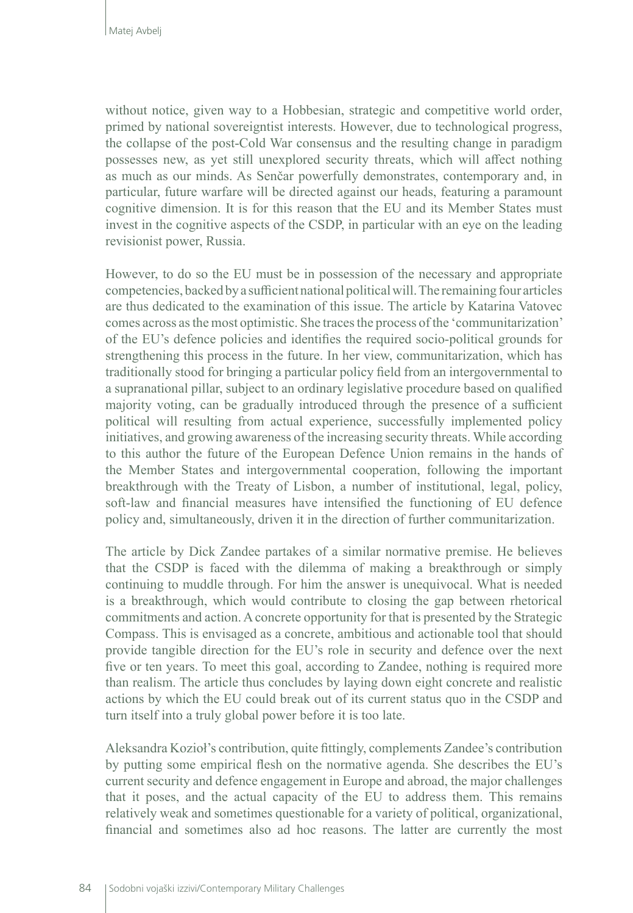without notice, given way to a Hobbesian, strategic and competitive world order, primed by national sovereigntist interests. However, due to technological progress, the collapse of the post-Cold War consensus and the resulting change in paradigm possesses new, as yet still unexplored security threats, which will affect nothing as much as our minds. As Senčar powerfully demonstrates, contemporary and, in particular, future warfare will be directed against our heads, featuring a paramount cognitive dimension. It is for this reason that the EU and its Member States must invest in the cognitive aspects of the CSDP, in particular with an eye on the leading revisionist power, Russia.

However, to do so the EU must be in possession of the necessary and appropriate competencies, backed by a sufficient national political will. The remaining four articles are thus dedicated to the examination of this issue. The article by Katarina Vatovec comes across as the most optimistic. She traces the process of the 'communitarization' of the EU's defence policies and identifies the required socio-political grounds for strengthening this process in the future. In her view, communitarization, which has traditionally stood for bringing a particular policy field from an intergovernmental to a supranational pillar, subject to an ordinary legislative procedure based on qualified majority voting, can be gradually introduced through the presence of a sufficient political will resulting from actual experience, successfully implemented policy initiatives, and growing awareness of the increasing security threats. While according to this author the future of the European Defence Union remains in the hands of the Member States and intergovernmental cooperation, following the important breakthrough with the Treaty of Lisbon, a number of institutional, legal, policy, soft-law and financial measures have intensified the functioning of EU defence policy and, simultaneously, driven it in the direction of further communitarization.

The article by Dick Zandee partakes of a similar normative premise. He believes that the CSDP is faced with the dilemma of making a breakthrough or simply continuing to muddle through. For him the answer is unequivocal. What is needed is a breakthrough, which would contribute to closing the gap between rhetorical commitments and action. A concrete opportunity for that is presented by the Strategic Compass. This is envisaged as a concrete, ambitious and actionable tool that should provide tangible direction for the EU's role in security and defence over the next five or ten years. To meet this goal, according to Zandee, nothing is required more than realism. The article thus concludes by laying down eight concrete and realistic actions by which the EU could break out of its current status quo in the CSDP and turn itself into a truly global power before it is too late.

Aleksandra Kozioł's contribution, quite fittingly, complements Zandee's contribution by putting some empirical flesh on the normative agenda. She describes the EU's current security and defence engagement in Europe and abroad, the major challenges that it poses, and the actual capacity of the EU to address them. This remains relatively weak and sometimes questionable for a variety of political, organizational, financial and sometimes also ad hoc reasons. The latter are currently the most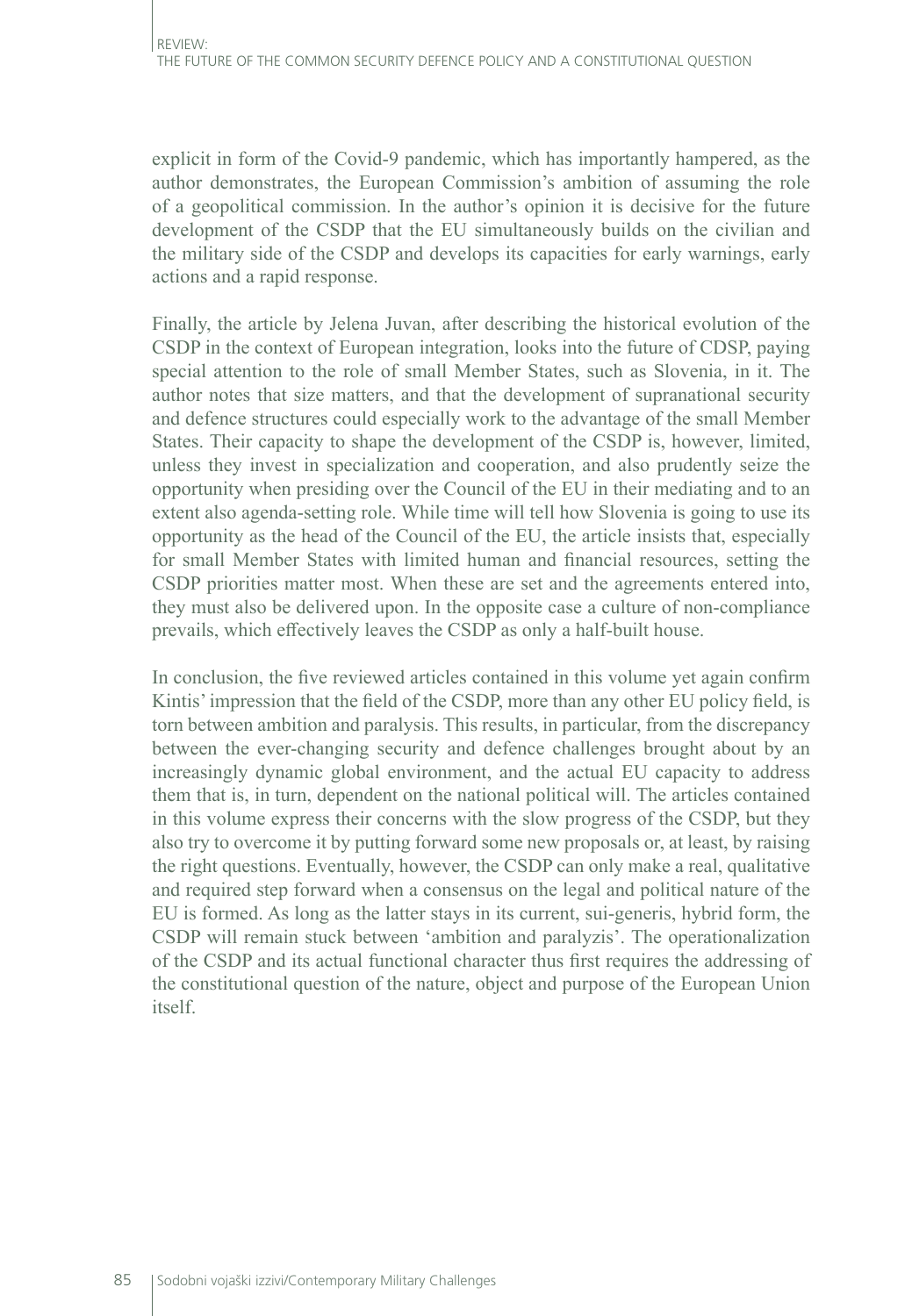explicit in form of the Covid-9 pandemic, which has importantly hampered, as the author demonstrates, the European Commission's ambition of assuming the role of a geopolitical commission. In the author's opinion it is decisive for the future development of the CSDP that the EU simultaneously builds on the civilian and the military side of the CSDP and develops its capacities for early warnings, early actions and a rapid response.

Finally, the article by Jelena Juvan, after describing the historical evolution of the CSDP in the context of European integration, looks into the future of CDSP, paying special attention to the role of small Member States, such as Slovenia, in it. The author notes that size matters, and that the development of supranational security and defence structures could especially work to the advantage of the small Member States. Their capacity to shape the development of the CSDP is, however, limited, unless they invest in specialization and cooperation, and also prudently seize the opportunity when presiding over the Council of the EU in their mediating and to an extent also agenda-setting role. While time will tell how Slovenia is going to use its opportunity as the head of the Council of the EU, the article insists that, especially for small Member States with limited human and financial resources, setting the CSDP priorities matter most. When these are set and the agreements entered into, they must also be delivered upon. In the opposite case a culture of non-compliance prevails, which effectively leaves the CSDP as only a half-built house.

In conclusion, the five reviewed articles contained in this volume yet again confirm Kintis' impression that the field of the CSDP, more than any other EU policy field, is torn between ambition and paralysis. This results, in particular, from the discrepancy between the ever-changing security and defence challenges brought about by an increasingly dynamic global environment, and the actual EU capacity to address them that is, in turn, dependent on the national political will. The articles contained in this volume express their concerns with the slow progress of the CSDP, but they also try to overcome it by putting forward some new proposals or, at least, by raising the right questions. Eventually, however, the CSDP can only make a real, qualitative and required step forward when a consensus on the legal and political nature of the EU is formed. As long as the latter stays in its current, sui-generis, hybrid form, the CSDP will remain stuck between 'ambition and paralyzis'. The operationalization of the CSDP and its actual functional character thus first requires the addressing of the constitutional question of the nature, object and purpose of the European Union itself.